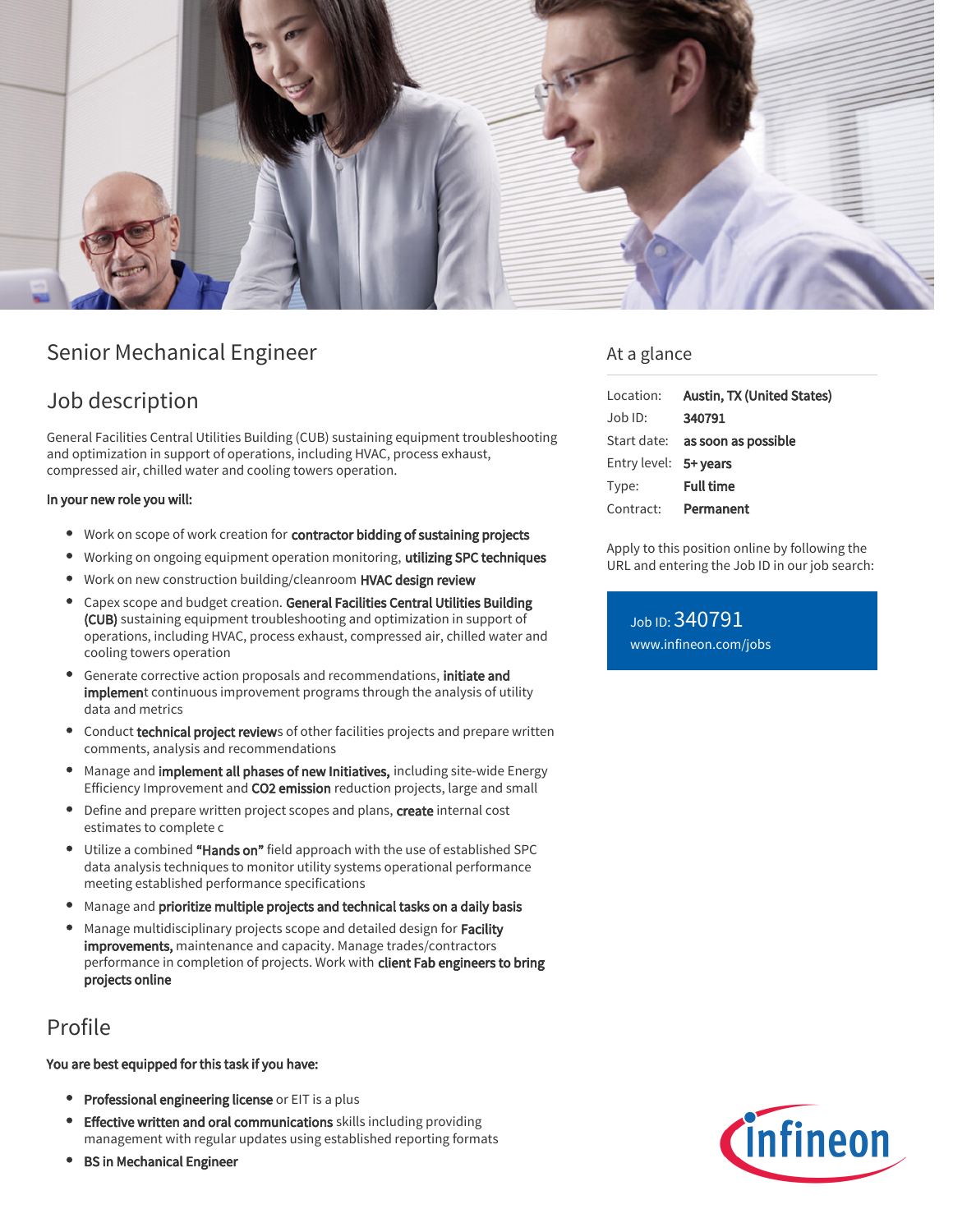# Senior Mechanical Engineer

## Job description

General Facilities Central Utilities Building (CUB) sustaining equipment troubleshooting and optimization in support of operations, including HVAC, process exhaust, compressed air, chilled water and cooling towers operation.

**In your new role you will:**

- Work on scope of work creation for **contractor bidding of sustaining projects**
- Working on ongoing equipment operation monitoring, **utilizing SPC techniques**
- Work on new construction building/cleanroom **HVAC design review**
- Capex scope and budget creation. **General Facilities Central Utilities Building (CUB)** sustaining equipment troubleshooting and optimization in support of operations, including HVAC, process exhaust, compressed air, chilled water and cooling towers operation
- Generate corrective action proposals and recommendations, **initiate and implement** continuous improvement programs through the analysis of utility data and metrics
- Conduct **technical project review**s of other facilities projects and prepare written comments, analysis and recommendations
- Manage and **implement all phases of new Initiatives,** including site-wide Energy Efficiency Improvement and **CO2 emission** reduction projects, large and small
- Define and prepare written project scopes and plans, **create** internal cost estimates to complete c
- Utilize a combined **"Hands on"** field approach with the use of established SPC data analysis techniques to monitor utility systems operational performance meeting established performance specifications
- Manage and **prioritize multiple projects and technical tasks on a daily basis**
- Manage multidisciplinary projects scope and detailed design for **Facility improvements,** maintenance and capacity. Manage trades/contractors performance in completion of projects. Work with **client Fab engineers to bring projects online**

## Profile

**You are best equipped for this task if you have:**

- **Professional engineering license** or EIT is a plus
- **Effective written and oral communications** skills including providing management with regular updates using established reporting formats
- **BS in Mechanical Engineer**

## At a glance

| | |
|---|---|
| Location: | **Austin, TX (United States)** |
| Job ID: | **340791** |
| Start date: | **as soon as possible** |
| Entry level: | **5+ years** |
| Type: | **Full time** |
| Contract: | **Permanent** |

Apply to this position online by following the URL and entering the Job ID in our job search:

Job ID: 340791
www.infineon.com/jobs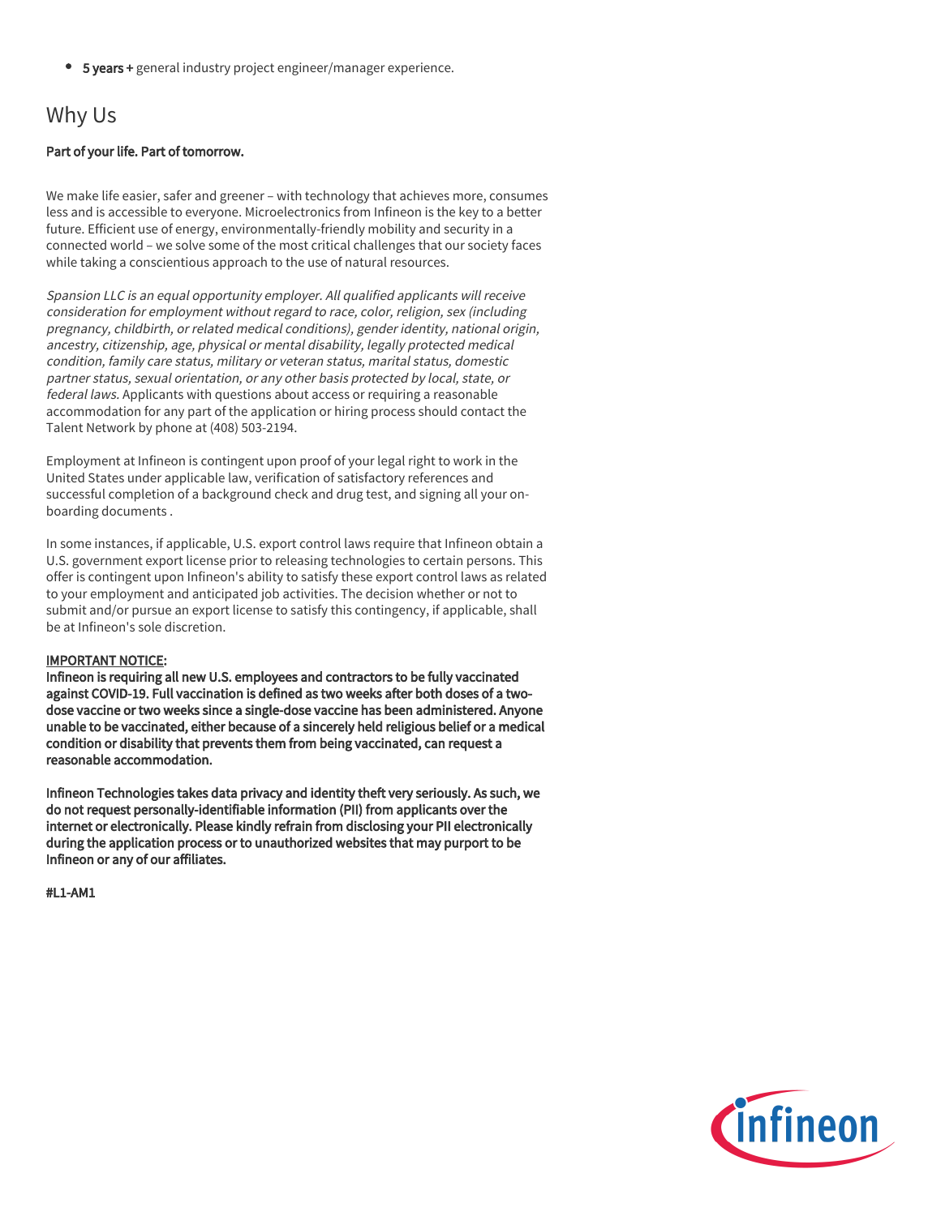- **5 years +** general industry project engineer/manager experience.

## Why Us

**Part of your life. Part of tomorrow.**

We make life easier, safer and greener – with technology that achieves more, consumes less and is accessible to everyone. Microelectronics from Infineon is the key to a better future. Efficient use of energy, environmentally-friendly mobility and security in a connected world – we solve some of the most critical challenges that our society faces while taking a conscientious approach to the use of natural resources.

*Spansion LLC is an equal opportunity employer. All qualified applicants will receive consideration for employment without regard to race, color, religion, sex (including pregnancy, childbirth, or related medical conditions), gender identity, national origin, ancestry, citizenship, age, physical or mental disability, legally protected medical condition, family care status, military or veteran status, marital status, domestic partner status, sexual orientation, or any other basis protected by local, state, or federal laws.* Applicants with questions about access or requiring a reasonable accommodation for any part of the application or hiring process should contact the Talent Network by phone at (408) 503-2194.

Employment at Infineon is contingent upon proof of your legal right to work in the United States under applicable law, verification of satisfactory references and successful completion of a background check and drug test, and signing all your on-boarding documents .

In some instances, if applicable, U.S. export control laws require that Infineon obtain a U.S. government export license prior to releasing technologies to certain persons. This offer is contingent upon Infineon's ability to satisfy these export control laws as related to your employment and anticipated job activities. The decision whether or not to submit and/or pursue an export license to satisfy this contingency, if applicable, shall be at Infineon's sole discretion.

**IMPORTANT NOTICE:**
**Infineon is requiring all new U.S. employees and contractors to be fully vaccinated against COVID-19. Full vaccination is defined as two weeks after both doses of a two-dose vaccine or two weeks since a single-dose vaccine has been administered. Anyone unable to be vaccinated, either because of a sincerely held religious belief or a medical condition or disability that prevents them from being vaccinated, can request a reasonable accommodation.**

**Infineon Technologies takes data privacy and identity theft very seriously. As such, we do not request personally-identifiable information (PII) from applicants over the internet or electronically. Please kindly refrain from disclosing your PII electronically during the application process or to unauthorized websites that may purport to be Infineon or any of our affiliates.**

**#L1-AM1**